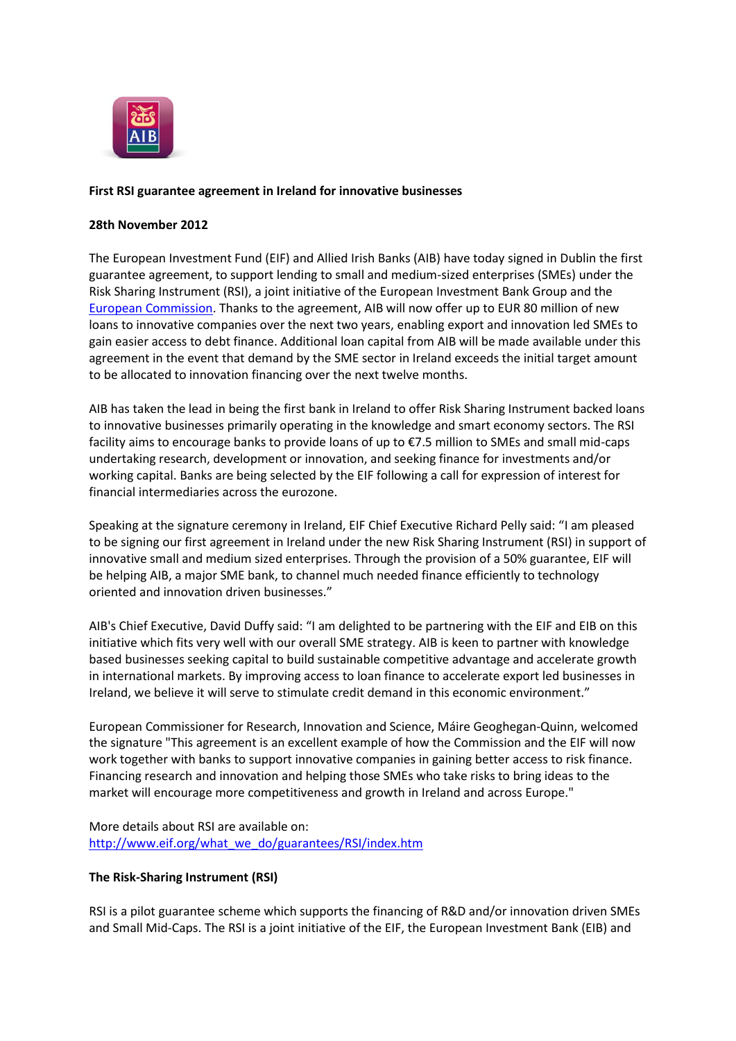**First RSI guarantee agreement in Ireland for innovative businesses**

**28th November 2012**

The European Investment Fund (EIF) and Allied Irish Banks (AIB) have today signed in Dublin the first guarantee agreement, to support lending to small and medium-sized enterprises (SMEs) under the Risk Sharing Instrument (RSI), a joint initiative of the European Investment Bank Group and the European Commission. Thanks to the agreement, AIB will now offer up to EUR 80 million of new loans to innovative companies over the next two years, enabling export and innovation led SMEs to gain easier access to debt finance. Additional loan capital from AIB will be made available under this agreement in the event that demand by the SME sector in Ireland exceeds the initial target amount to be allocated to innovation financing over the next twelve months.

AIB has taken the lead in being the first bank in Ireland to offer Risk Sharing Instrument backed loans to innovative businesses primarily operating in the knowledge and smart economy sectors. The RSI facility aims to encourage banks to provide loans of up to €7.5 million to SMEs and small mid-caps undertaking research, development or innovation, and seeking finance for investments and/or working capital. Banks are being selected by the EIF following a call for expression of interest for financial intermediaries across the eurozone.

Speaking at the signature ceremony in Ireland, EIF Chief Executive Richard Pelly said: "I am pleased to be signing our first agreement in Ireland under the new Risk Sharing Instrument (RSI) in support of innovative small and medium sized enterprises. Through the provision of a 50% guarantee, EIF will be helping AIB, a major SME bank, to channel much needed finance efficiently to technology oriented and innovation driven businesses."

AIB's Chief Executive, David Duffy said: "I am delighted to be partnering with the EIF and EIB on this initiative which fits very well with our overall SME strategy. AIB is keen to partner with knowledge based businesses seeking capital to build sustainable competitive advantage and accelerate growth in international markets. By improving access to loan finance to accelerate export led businesses in Ireland, we believe it will serve to stimulate credit demand in this economic environment."

European Commissioner for Research, Innovation and Science, Máire Geoghegan-Quinn, welcomed the signature "This agreement is an excellent example of how the Commission and the EIF will now work together with banks to support innovative companies in gaining better access to risk finance. Financing research and innovation and helping those SMEs who take risks to bring ideas to the market will encourage more competitiveness and growth in Ireland and across Europe."

More details about RSI are available on:
http://www.eif.org/what_we_do/guarantees/RSI/index.htm

**The Risk-Sharing Instrument (RSI)**

RSI is a pilot guarantee scheme which supports the financing of R&D and/or innovation driven SMEs and Small Mid-Caps. The RSI is a joint initiative of the EIF, the European Investment Bank (EIB) and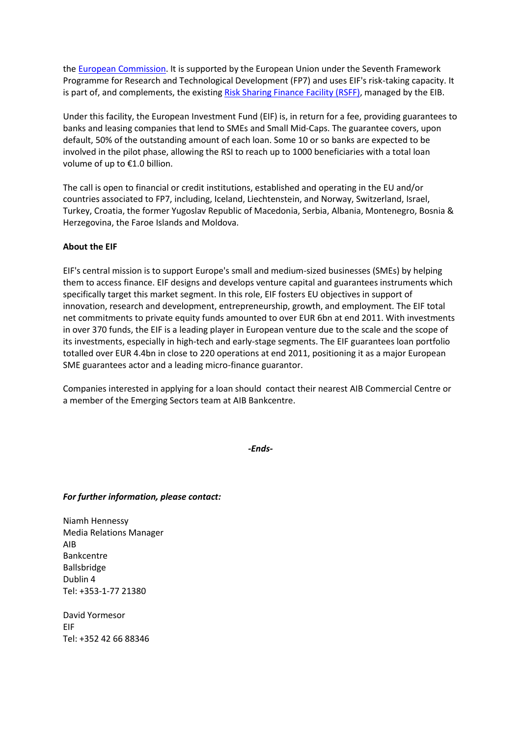the [European Commission](). It is supported by the European Union under the Seventh Framework Programme for Research and Technological Development (FP7) and uses EIF's risk-taking capacity. It is part of, and complements, the existing [Risk Sharing Finance Facility (RSFF)](), managed by the EIB.

Under this facility, the European Investment Fund (EIF) is, in return for a fee, providing guarantees to banks and leasing companies that lend to SMEs and Small Mid-Caps. The guarantee covers, upon default, 50% of the outstanding amount of each loan. Some 10 or so banks are expected to be involved in the pilot phase, allowing the RSI to reach up to 1000 beneficiaries with a total loan volume of up to €1.0 billion.

The call is open to financial or credit institutions, established and operating in the EU and/or countries associated to FP7, including, Iceland, Liechtenstein, and Norway, Switzerland, Israel, Turkey, Croatia, the former Yugoslav Republic of Macedonia, Serbia, Albania, Montenegro, Bosnia & Herzegovina, the Faroe Islands and Moldova.

**About the EIF**

EIF's central mission is to support Europe's small and medium-sized businesses (SMEs) by helping them to access finance. EIF designs and develops venture capital and guarantees instruments which specifically target this market segment. In this role, EIF fosters EU objectives in support of innovation, research and development, entrepreneurship, growth, and employment. The EIF total net commitments to private equity funds amounted to over EUR 6bn at end 2011. With investments in over 370 funds, the EIF is a leading player in European venture due to the scale and the scope of its investments, especially in high-tech and early-stage segments. The EIF guarantees loan portfolio totalled over EUR 4.4bn in close to 220 operations at end 2011, positioning it as a major European SME guarantees actor and a leading micro-finance guarantor.

Companies interested in applying for a loan should contact their nearest AIB Commercial Centre or a member of the Emerging Sectors team at AIB Bankcentre.

***-Ends-***

***For further information, please contact:***

Niamh Hennessy
Media Relations Manager
AIB
Bankcentre
Ballsbridge
Dublin 4
Tel: +353-1-77 21380

David Yormesor
EIF
Tel: +352 42 66 88346